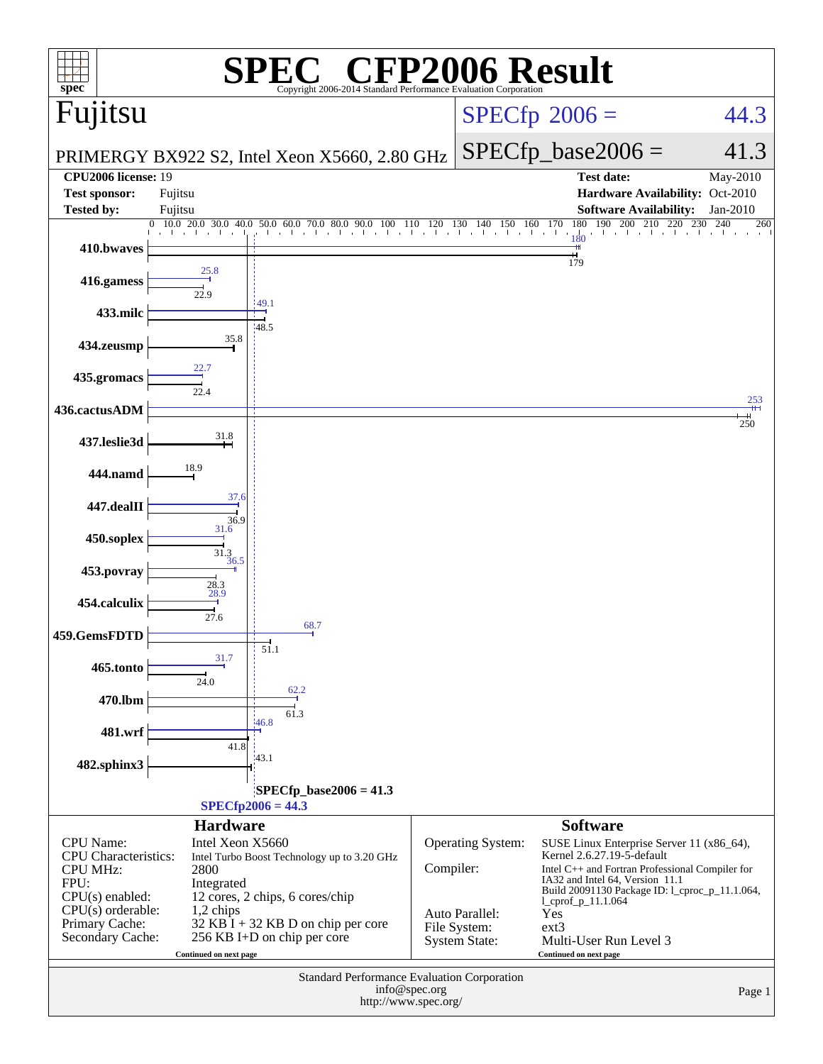# SPEC CFP2006 Result

Copyright 2006-2014 Standard Performance Evaluation Corporation

## Fujitsu

PRIMERGY BX922 S2, Intel Xeon X5660, 2.80 GHz

SPECfp 2006 = 44.3

SPECfp_base2006 = 41.3

| | | | |
|---|---|---|---|
| **CPU2006 license:** | 19 | **Test date:** | May-2010 |
| **Test sponsor:** | Fujitsu | **Hardware Availability:** | Oct-2010 |
| **Tested by:** | Fujitsu | **Software Availability:** | Jan-2010 |

| Benchmark | Peak | Base |
|---|---|---|
| 410.bwaves | 180 | 179 |
| 416.gamess | 25.8 | 22.9 |
| 433.milc | 49.1 | 48.5 |
| 434.zeusmp | | 35.8 |
| 435.gromacs | 22.7 | 22.4 |
| 436.cactusADM | 253 | 250 |
| 437.leslie3d | | 31.8 |
| 444.namd | | 18.9 |
| 447.dealII | 37.6 | 36.9 |
| 450.soplex | 31.6 | 31.3 |
| 453.povray | 36.5 | 28.3 |
| 454.calculix | 28.9 | 27.6 |
| 459.GemsFDTD | 68.7 | 51.1 |
| 465.tonto | 31.7 | 24.0 |
| 470.lbm | 62.2 | 61.3 |
| 481.wrf | 46.8 | 41.8 |
| 482.sphinx3 | | 43.1 |

SPECfp_base2006 = 41.3

SPECfp2006 = 44.3

## Hardware

| | |
|---|---|
| CPU Name: | Intel Xeon X5660 |
| CPU Characteristics: | Intel Turbo Boost Technology up to 3.20 GHz |
| CPU MHz: | 2800 |
| FPU: | Integrated |
| CPU(s) enabled: | 12 cores, 2 chips, 6 cores/chip |
| CPU(s) orderable: | 1,2 chips |
| Primary Cache: | 32 KB I + 32 KB D on chip per core |
| Secondary Cache: | 256 KB I+D on chip per core |

Continued on next page

## Software

| | |
|---|---|
| Operating System: | SUSE Linux Enterprise Server 11 (x86_64), Kernel 2.6.27.19-5-default |
| Compiler: | Intel C++ and Fortran Professional Compiler for IA32 and Intel 64, Version 11.1 Build 20091130 Package ID: l_cproc_p_11.1.064, l_cprof_p_11.1.064 |
| Auto Parallel: | Yes |
| File System: | ext3 |
| System State: | Multi-User Run Level 3 |

Continued on next page

Standard Performance Evaluation Corporation
info@spec.org
http://www.spec.org/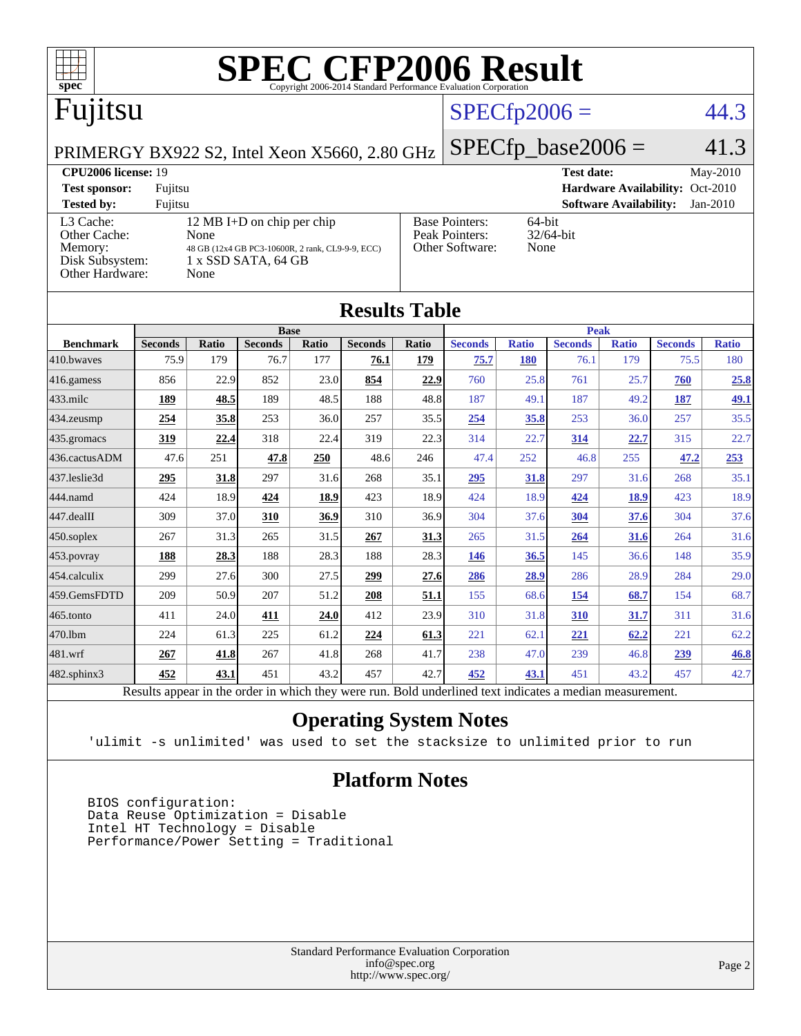# SPEC CFP2006 Result

Copyright 2006-2014 Standard Performance Evaluation Corporation

## Fujitsu

PRIMERGY BX922 S2, Intel Xeon X5660, 2.80 GHz

SPECfp2006 = 44.3

SPECfp_base2006 = 41.3

| | | | |
|---|---|---|---|
| **CPU2006 license:** 19 | | **Test date:** | May-2010 |
| **Test sponsor:** | Fujitsu | **Hardware Availability:** | Oct-2010 |
| **Tested by:** | Fujitsu | **Software Availability:** | Jan-2010 |

| | | | |
|---|---|---|---|
| L3 Cache: | 12 MB I+D on chip per chip | Base Pointers: | 64-bit |
| Other Cache: | None | Peak Pointers: | 32/64-bit |
| Memory: | 48 GB (12x4 GB PC3-10600R, 2 rank, CL9-9-9, ECC) | Other Software: | None |
| Disk Subsystem: | 1 x SSD SATA, 64 GB | | |
| Other Hardware: | None | | |

## Results Table

| Benchmark | Base | | | | | | Peak | | | | | |
|---|---|---|---|---|---|---|---|---|---|---|---|---|
| | Seconds | Ratio | Seconds | Ratio | Seconds | Ratio | Seconds | Ratio | Seconds | Ratio | Seconds | Ratio |
| 410.bwaves | 75.9 | 179 | 76.7 | 177 | **76.1** | **179** | **75.7** | **180** | 76.1 | 179 | 75.5 | 180 |
| 416.gamess | 856 | 22.9 | 852 | 23.0 | **854** | **22.9** | 760 | 25.8 | 761 | 25.7 | **760** | **25.8** |
| 433.milc | **189** | **48.5** | 189 | 48.5 | 188 | 48.8 | 187 | 49.1 | 187 | 49.2 | **187** | **49.1** |
| 434.zeusmp | **254** | **35.8** | 253 | 36.0 | 257 | 35.5 | **254** | **35.8** | 253 | 36.0 | 257 | 35.5 |
| 435.gromacs | **319** | **22.4** | 318 | 22.4 | 319 | 22.3 | 314 | 22.7 | **314** | **22.7** | 315 | 22.7 |
| 436.cactusADM | 47.6 | 251 | **47.8** | **250** | 48.6 | 246 | 47.4 | 252 | 46.8 | 255 | **47.2** | **253** |
| 437.leslie3d | **295** | **31.8** | 297 | 31.6 | 268 | 35.1 | **295** | **31.8** | 297 | 31.6 | 268 | 35.1 |
| 444.namd | 424 | 18.9 | **424** | **18.9** | 423 | 18.9 | 424 | 18.9 | **424** | **18.9** | 423 | 18.9 |
| 447.dealII | 309 | 37.0 | **310** | **36.9** | 310 | 36.9 | 304 | 37.6 | **304** | **37.6** | 304 | 37.6 |
| 450.soplex | 267 | 31.3 | 265 | 31.5 | **267** | **31.3** | 265 | 31.5 | **264** | **31.6** | 264 | 31.6 |
| 453.povray | **188** | **28.3** | 188 | 28.3 | 188 | 28.3 | **146** | **36.5** | 145 | 36.6 | 148 | 35.9 |
| 454.calculix | 299 | 27.6 | 300 | 27.5 | **299** | **27.6** | **286** | **28.9** | 286 | 28.9 | 284 | 29.0 |
| 459.GemsFDTD | 209 | 50.9 | 207 | 51.2 | **208** | **51.1** | 155 | 68.6 | **154** | **68.7** | 154 | 68.7 |
| 465.tonto | 411 | 24.0 | **411** | **24.0** | 412 | 23.9 | 310 | 31.8 | **310** | **31.7** | 311 | 31.6 |
| 470.lbm | 224 | 61.3 | 225 | 61.2 | **224** | **61.3** | 221 | 62.1 | **221** | **62.2** | 221 | 62.2 |
| 481.wrf | **267** | **41.8** | 267 | 41.8 | 268 | 41.7 | 238 | 47.0 | 239 | 46.8 | **239** | **46.8** |
| 482.sphinx3 | **452** | **43.1** | 451 | 43.2 | 457 | 42.7 | **452** | **43.1** | 451 | 43.2 | 457 | 42.7 |

Results appear in the order in which they were run. Bold underlined text indicates a median measurement.

## Operating System Notes

```
'ulimit -s unlimited' was used to set the stacksize to unlimited prior to run
```

## Platform Notes

```
BIOS configuration:
Data Reuse Optimization = Disable
Intel HT Technology = Disable
Performance/Power Setting = Traditional
```

Standard Performance Evaluation Corporation
info@spec.org
http://www.spec.org/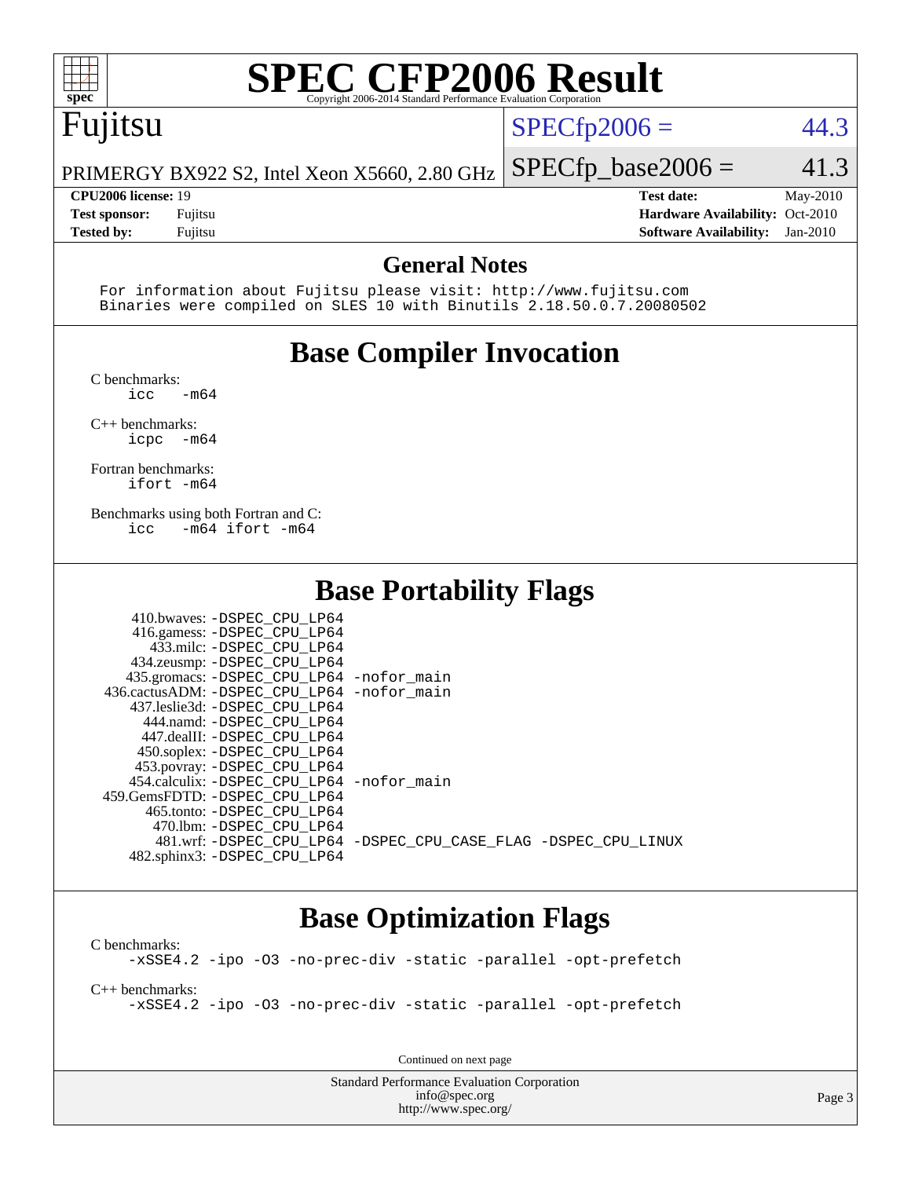# SPEC CFP2006 Result

Copyright 2006-2014 Standard Performance Evaluation Corporation

## Fujitsu

PRIMERGY BX922 S2, Intel Xeon X5660, 2.80 GHz

SPECfp2006 = 44.3

SPECfp_base2006 = 41.3

| | | | |
|---|---|---|---|
| **CPU2006 license:** 19 | | **Test date:** | May-2010 |
| **Test sponsor:** | Fujitsu | **Hardware Availability:** | Oct-2010 |
| **Tested by:** | Fujitsu | **Software Availability:** | Jan-2010 |

## General Notes

```
For information about Fujitsu please visit: http://www.fujitsu.com
Binaries were compiled on SLES 10 with Binutils 2.18.50.0.7.20080502
```

## Base Compiler Invocation

C benchmarks:
```
icc   -m64
```

C++ benchmarks:
```
icpc  -m64
```

Fortran benchmarks:
```
ifort -m64
```

Benchmarks using both Fortran and C:
```
icc   -m64 ifort -m64
```

## Base Portability Flags

```
     410.bwaves: -DSPEC_CPU_LP64
     416.gamess: -DSPEC_CPU_LP64
       433.milc: -DSPEC_CPU_LP64
     434.zeusmp: -DSPEC_CPU_LP64
    435.gromacs: -DSPEC_CPU_LP64 -nofor_main
 436.cactusADM: -DSPEC_CPU_LP64 -nofor_main
    437.leslie3d: -DSPEC_CPU_LP64
      444.namd: -DSPEC_CPU_LP64
    447.dealII: -DSPEC_CPU_LP64
    450.soplex: -DSPEC_CPU_LP64
    453.povray: -DSPEC_CPU_LP64
  454.calculix: -DSPEC_CPU_LP64 -nofor_main
 459.GemsFDTD: -DSPEC_CPU_LP64
     465.tonto: -DSPEC_CPU_LP64
       470.lbm: -DSPEC_CPU_LP64
       481.wrf: -DSPEC_CPU_LP64 -DSPEC_CPU_CASE_FLAG -DSPEC_CPU_LINUX
   482.sphinx3: -DSPEC_CPU_LP64
```

## Base Optimization Flags

C benchmarks:
```
-xSSE4.2 -ipo -O3 -no-prec-div -static -parallel -opt-prefetch
```

C++ benchmarks:
```
-xSSE4.2 -ipo -O3 -no-prec-div -static -parallel -opt-prefetch
```

Continued on next page

Standard Performance Evaluation Corporation
info@spec.org
http://www.spec.org/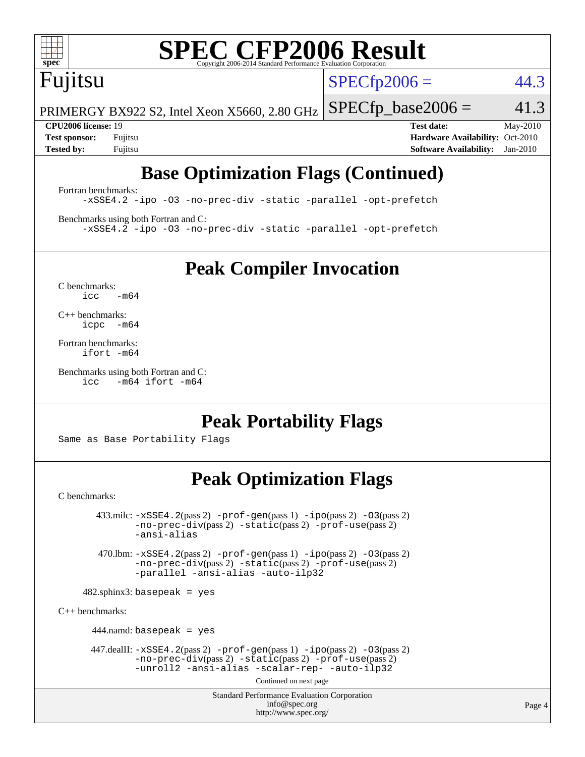# SPEC CFP2006 Result

Copyright 2006-2014 Standard Performance Evaluation Corporation

## Fujitsu

PRIMERGY BX922 S2, Intel Xeon X5660, 2.80 GHz

SPECfp2006 = 44.3

SPECfp_base2006 = 41.3

**CPU2006 license:** 19
**Test sponsor:** Fujitsu
**Tested by:** Fujitsu

**Test date:** May-2010
**Hardware Availability:** Oct-2010
**Software Availability:** Jan-2010

## Base Optimization Flags (Continued)

Fortran benchmarks:

```
-xSSE4.2 -ipo -O3 -no-prec-div -static -parallel -opt-prefetch
```

Benchmarks using both Fortran and C:

```
-xSSE4.2 -ipo -O3 -no-prec-div -static -parallel -opt-prefetch
```

## Peak Compiler Invocation

C benchmarks:

```
icc   -m64
```

C++ benchmarks:

```
icpc  -m64
```

Fortran benchmarks:

```
ifort -m64
```

Benchmarks using both Fortran and C:

```
icc   -m64 ifort -m64
```

## Peak Portability Flags

Same as Base Portability Flags

## Peak Optimization Flags

C benchmarks:

433.milc: -xSSE4.2(pass 2) -prof-gen(pass 1) -ipo(pass 2) -O3(pass 2) -no-prec-div(pass 2) -static(pass 2) -prof-use(pass 2) -ansi-alias

470.lbm: -xSSE4.2(pass 2) -prof-gen(pass 1) -ipo(pass 2) -O3(pass 2) -no-prec-div(pass 2) -static(pass 2) -prof-use(pass 2) -parallel -ansi-alias -auto-ilp32

482.sphinx3: basepeak = yes

C++ benchmarks:

444.namd: basepeak = yes

447.dealII: -xSSE4.2(pass 2) -prof-gen(pass 1) -ipo(pass 2) -O3(pass 2) -no-prec-div(pass 2) -static(pass 2) -prof-use(pass 2) -unroll2 -ansi-alias -scalar-rep- -auto-ilp32

Continued on next page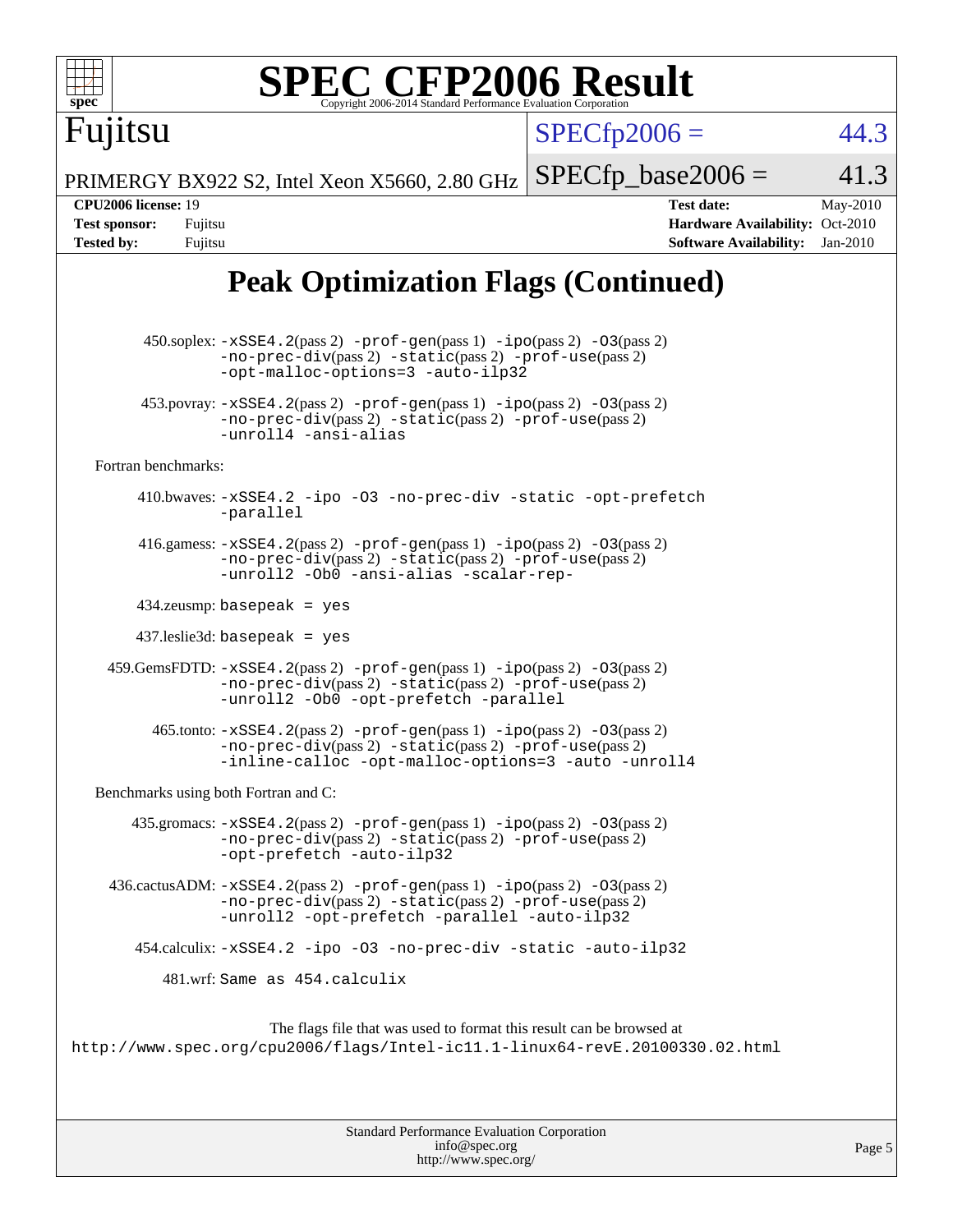# SPEC CFP2006 Result

Copyright 2006-2014 Standard Performance Evaluation Corporation

**Fujitsu**

PRIMERGY BX922 S2, Intel Xeon X5660, 2.80 GHz

SPECfp2006 = 44.3

SPECfp_base2006 = 41.3

| | | | |
|---|---|---|---|
| **CPU2006 license:** | 19 | **Test date:** | May-2010 |
| **Test sponsor:** | Fujitsu | **Hardware Availability:** | Oct-2010 |
| **Tested by:** | Fujitsu | **Software Availability:** | Jan-2010 |

## Peak Optimization Flags (Continued)

450.soplex: -xSSE4.2(pass 2) -prof-gen(pass 1) -ipo(pass 2) -O3(pass 2) -no-prec-div(pass 2) -static(pass 2) -prof-use(pass 2) -opt-malloc-options=3 -auto-ilp32

453.povray: -xSSE4.2(pass 2) -prof-gen(pass 1) -ipo(pass 2) -O3(pass 2) -no-prec-div(pass 2) -static(pass 2) -prof-use(pass 2) -unroll4 -ansi-alias

Fortran benchmarks:

410.bwaves: -xSSE4.2 -ipo -O3 -no-prec-div -static -opt-prefetch -parallel

416.gamess: -xSSE4.2(pass 2) -prof-gen(pass 1) -ipo(pass 2) -O3(pass 2) -no-prec-div(pass 2) -static(pass 2) -prof-use(pass 2) -unroll2 -Ob0 -ansi-alias -scalar-rep-

434.zeusmp: basepeak = yes

437.leslie3d: basepeak = yes

459.GemsFDTD: -xSSE4.2(pass 2) -prof-gen(pass 1) -ipo(pass 2) -O3(pass 2) -no-prec-div(pass 2) -static(pass 2) -prof-use(pass 2) -unroll2 -Ob0 -opt-prefetch -parallel

465.tonto: -xSSE4.2(pass 2) -prof-gen(pass 1) -ipo(pass 2) -O3(pass 2) -no-prec-div(pass 2) -static(pass 2) -prof-use(pass 2) -inline-calloc -opt-malloc-options=3 -auto -unroll4

Benchmarks using both Fortran and C:

435.gromacs: -xSSE4.2(pass 2) -prof-gen(pass 1) -ipo(pass 2) -O3(pass 2) -no-prec-div(pass 2) -static(pass 2) -prof-use(pass 2) -opt-prefetch -auto-ilp32

436.cactusADM: -xSSE4.2(pass 2) -prof-gen(pass 1) -ipo(pass 2) -O3(pass 2) -no-prec-div(pass 2) -static(pass 2) -prof-use(pass 2) -unroll2 -opt-prefetch -parallel -auto-ilp32

454.calculix: -xSSE4.2 -ipo -O3 -no-prec-div -static -auto-ilp32

481.wrf: Same as 454.calculix

The flags file that was used to format this result can be browsed at
http://www.spec.org/cpu2006/flags/Intel-ic11.1-linux64-revE.20100330.02.html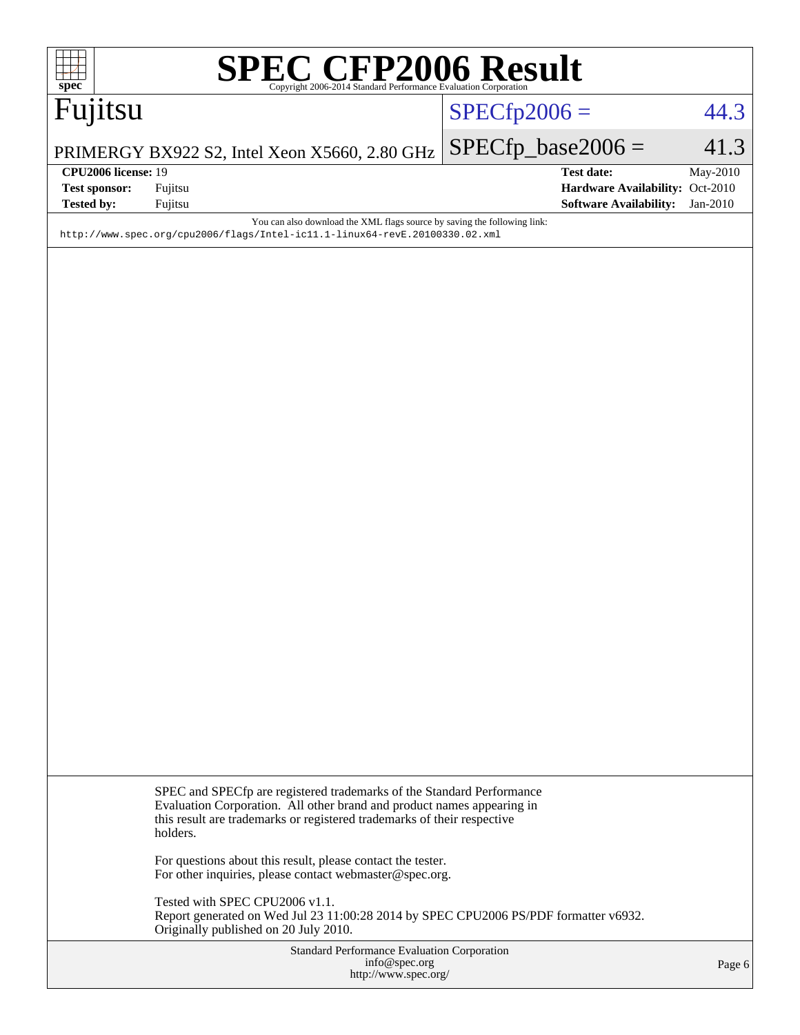# SPEC CFP2006 Result

Copyright 2006-2014 Standard Performance Evaluation Corporation

## Fujitsu

PRIMERGY BX922 S2, Intel Xeon X5660, 2.80 GHz

SPECfp2006 = 44.3

SPECfp_base2006 = 41.3

| | | | |
|---|---|---|---|
| **CPU2006 license:** | 19 | **Test date:** | May-2010 |
| **Test sponsor:** | Fujitsu | **Hardware Availability:** | Oct-2010 |
| **Tested by:** | Fujitsu | **Software Availability:** | Jan-2010 |

You can also download the XML flags source by saving the following link:
http://www.spec.org/cpu2006/flags/Intel-ic11.1-linux64-revE.20100330.02.xml

SPEC and SPECfp are registered trademarks of the Standard Performance Evaluation Corporation. All other brand and product names appearing in this result are trademarks or registered trademarks of their respective holders.

For questions about this result, please contact the tester.
For other inquiries, please contact webmaster@spec.org.

Tested with SPEC CPU2006 v1.1.
Report generated on Wed Jul 23 11:00:28 2014 by SPEC CPU2006 PS/PDF formatter v6932.
Originally published on 20 July 2010.

Standard Performance Evaluation Corporation
info@spec.org
http://www.spec.org/